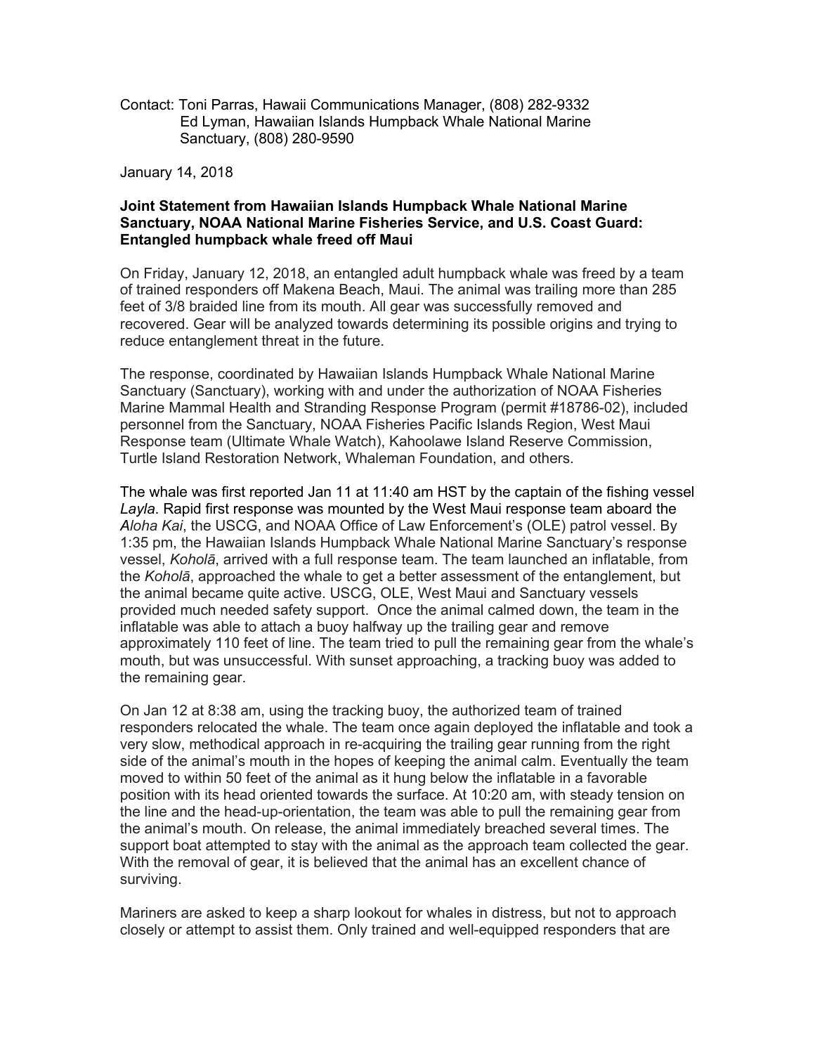Contact: Toni Parras, Hawaii Communications Manager, (808) 282-9332
Ed Lyman, Hawaiian Islands Humpback Whale National Marine Sanctuary, (808) 280-9590

January 14, 2018

**Joint Statement from Hawaiian Islands Humpback Whale National Marine Sanctuary, NOAA National Marine Fisheries Service, and U.S. Coast Guard: Entangled humpback whale freed off Maui**

On Friday, January 12, 2018, an entangled adult humpback whale was freed by a team of trained responders off Makena Beach, Maui. The animal was trailing more than 285 feet of 3/8 braided line from its mouth. All gear was successfully removed and recovered. Gear will be analyzed towards determining its possible origins and trying to reduce entanglement threat in the future.

The response, coordinated by Hawaiian Islands Humpback Whale National Marine Sanctuary (Sanctuary), working with and under the authorization of NOAA Fisheries Marine Mammal Health and Stranding Response Program (permit #18786-02), included personnel from the Sanctuary, NOAA Fisheries Pacific Islands Region, West Maui Response team (Ultimate Whale Watch), Kahoolawe Island Reserve Commission, Turtle Island Restoration Network, Whaleman Foundation, and others.

The whale was first reported Jan 11 at 11:40 am HST by the captain of the fishing vessel *Layla*. Rapid first response was mounted by the West Maui response team aboard the *Aloha Kai*, the USCG, and NOAA Office of Law Enforcement's (OLE) patrol vessel. By 1:35 pm, the Hawaiian Islands Humpback Whale National Marine Sanctuary's response vessel, *Koholā*, arrived with a full response team. The team launched an inflatable, from the *Koholā*, approached the whale to get a better assessment of the entanglement, but the animal became quite active. USCG, OLE, West Maui and Sanctuary vessels provided much needed safety support. Once the animal calmed down, the team in the inflatable was able to attach a buoy halfway up the trailing gear and remove approximately 110 feet of line. The team tried to pull the remaining gear from the whale's mouth, but was unsuccessful. With sunset approaching, a tracking buoy was added to the remaining gear.

On Jan 12 at 8:38 am, using the tracking buoy, the authorized team of trained responders relocated the whale. The team once again deployed the inflatable and took a very slow, methodical approach in re-acquiring the trailing gear running from the right side of the animal's mouth in the hopes of keeping the animal calm. Eventually the team moved to within 50 feet of the animal as it hung below the inflatable in a favorable position with its head oriented towards the surface. At 10:20 am, with steady tension on the line and the head-up-orientation, the team was able to pull the remaining gear from the animal's mouth. On release, the animal immediately breached several times. The support boat attempted to stay with the animal as the approach team collected the gear. With the removal of gear, it is believed that the animal has an excellent chance of surviving.

Mariners are asked to keep a sharp lookout for whales in distress, but not to approach closely or attempt to assist them. Only trained and well-equipped responders that are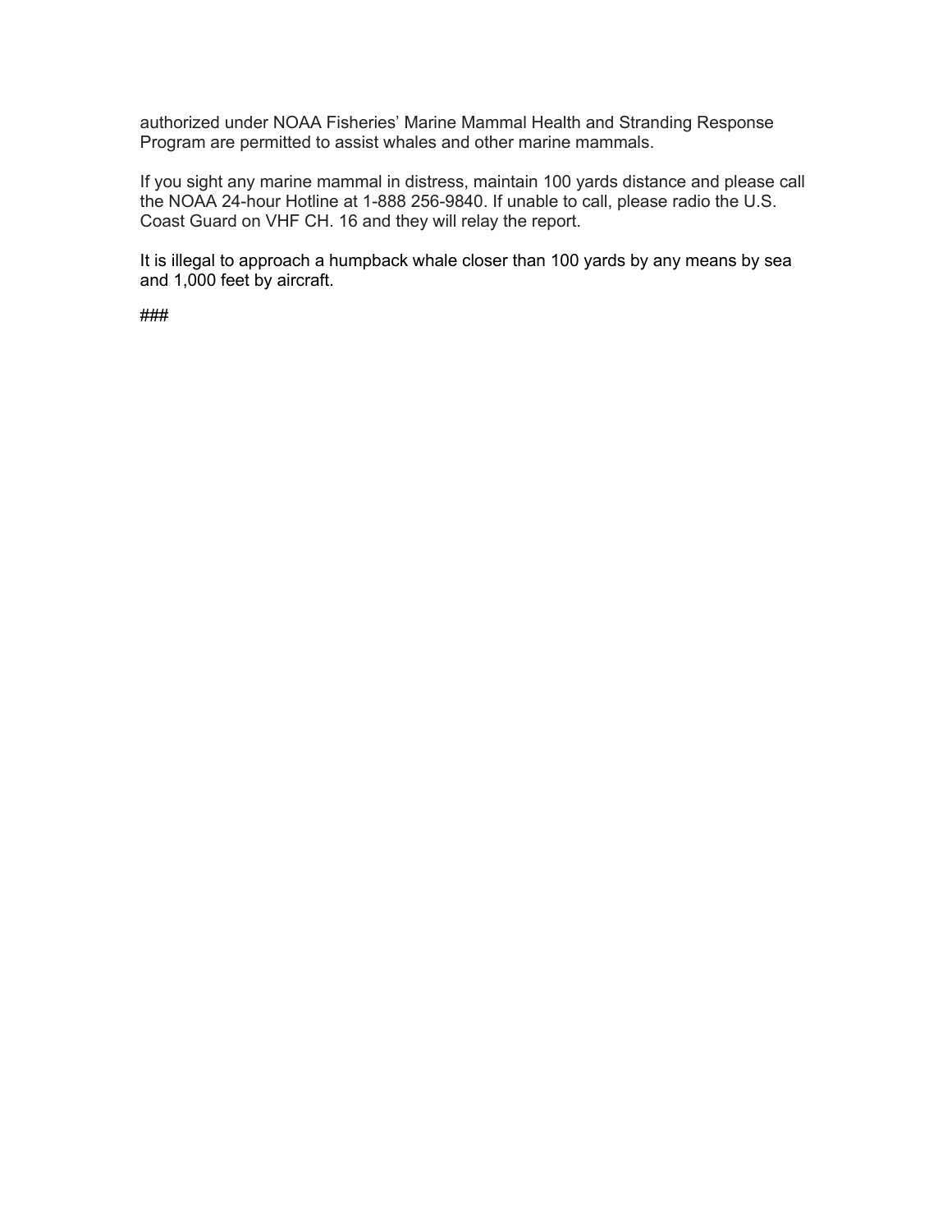authorized under NOAA Fisheries' Marine Mammal Health and Stranding Response Program are permitted to assist whales and other marine mammals.

If you sight any marine mammal in distress, maintain 100 yards distance and please call the NOAA 24-hour Hotline at 1-888 256-9840. If unable to call, please radio the U.S. Coast Guard on VHF CH. 16 and they will relay the report.

It is illegal to approach a humpback whale closer than 100 yards by any means by sea and 1,000 feet by aircraft.

###